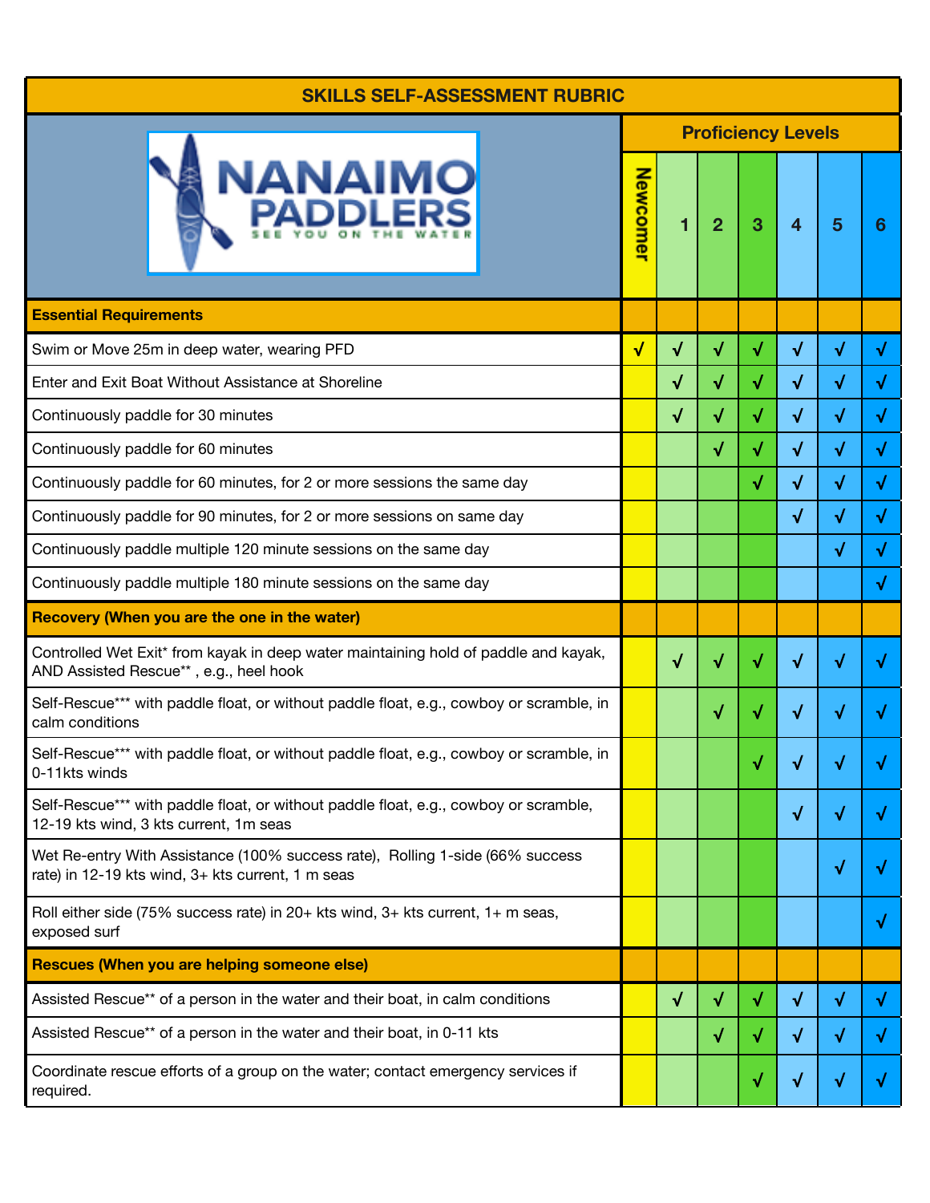# SKILLS SELF-ASSESSMENT RUBRIC

NANAIMO PADDLERS
SEE YOU ON THE WATER

| | Newcomer | 1 | 2 | 3 | 4 | 5 | 6 |
|---|---|---|---|---|---|---|---|
| | **Proficiency Levels** | | | | | | |
| **Essential Requirements** | | | | | | | |
| Swim or Move 25m in deep water, wearing PFD | √ | √ | √ | √ | √ | √ | √ |
| Enter and Exit Boat Without Assistance at Shoreline | | √ | √ | √ | √ | √ | √ |
| Continuously paddle for 30 minutes | | √ | √ | √ | √ | √ | √ |
| Continuously paddle for 60 minutes | | | √ | √ | √ | √ | √ |
| Continuously paddle for 60 minutes, for 2 or more sessions the same day | | | | √ | √ | √ | √ |
| Continuously paddle for 90 minutes, for 2 or more sessions on same day | | | | | √ | √ | √ |
| Continuously paddle multiple 120 minute sessions on the same day | | | | | | √ | √ |
| Continuously paddle multiple 180 minute sessions on the same day | | | | | | | √ |
| **Recovery (When you are the one in the water)** | | | | | | | |
| Controlled Wet Exit* from kayak in deep water maintaining hold of paddle and kayak, AND Assisted Rescue** , e.g., heel hook | | √ | √ | √ | √ | √ | √ |
| Self-Rescue*** with paddle float, or without paddle float, e.g., cowboy or scramble, in calm conditions | | | √ | √ | √ | √ | √ |
| Self-Rescue*** with paddle float, or without paddle float, e.g., cowboy or scramble, in 0-11kts winds | | | | √ | √ | √ | √ |
| Self-Rescue*** with paddle float, or without paddle float, e.g., cowboy or scramble, 12-19 kts wind, 3 kts current, 1m seas | | | | | √ | √ | √ |
| Wet Re-entry With Assistance (100% success rate), Rolling 1-side (66% success rate) in 12-19 kts wind, 3+ kts current, 1 m seas | | | | | | √ | √ |
| Roll either side (75% success rate) in 20+ kts wind, 3+ kts current, 1+ m seas, exposed surf | | | | | | | √ |
| **Rescues (When you are helping someone else)** | | | | | | | |
| Assisted Rescue** of a person in the water and their boat, in calm conditions | | √ | √ | √ | √ | √ | √ |
| Assisted Rescue** of a person in the water and their boat, in 0-11 kts | | | √ | √ | √ | √ | √ |
| Coordinate rescue efforts of a group on the water; contact emergency services if required. | | | | √ | √ | √ | √ |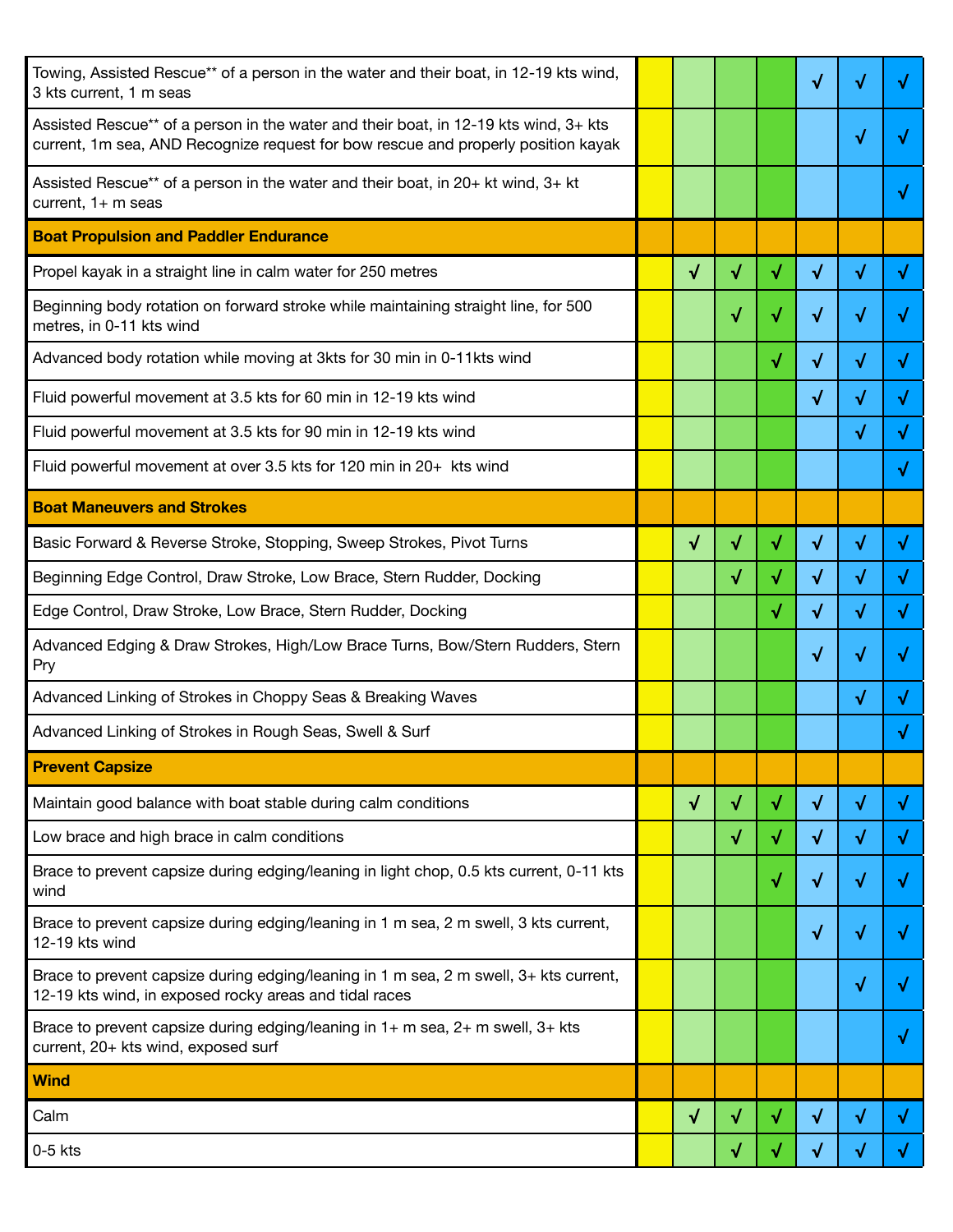| | | | | | | | |
|---|---|---|---|---|---|---|---|
| Towing, Assisted Rescue** of a person in the water and their boat, in 12-19 kts wind, 3 kts current, 1 m seas | | | | | √ | √ | √ |
| Assisted Rescue** of a person in the water and their boat, in 12-19 kts wind, 3+ kts current, 1m sea, AND Recognize request for bow rescue and properly position kayak | | | | | | √ | √ |
| Assisted Rescue** of a person in the water and their boat, in 20+ kt wind, 3+ kt current, 1+ m seas | | | | | | | √ |
| **Boat Propulsion and Paddler Endurance** | | | | | | | |
| Propel kayak in a straight line in calm water for 250 metres | | √ | √ | √ | √ | √ | √ |
| Beginning body rotation on forward stroke while maintaining straight line, for 500 metres, in 0-11 kts wind | | | √ | √ | √ | √ | √ |
| Advanced body rotation while moving at 3kts for 30 min in 0-11kts wind | | | | √ | √ | √ | √ |
| Fluid powerful movement at 3.5 kts for 60 min in 12-19 kts wind | | | | | √ | √ | √ |
| Fluid powerful movement at 3.5 kts for 90 min in 12-19 kts wind | | | | | | √ | √ |
| Fluid powerful movement at over 3.5 kts for 120 min in 20+ kts wind | | | | | | | √ |
| **Boat Maneuvers and Strokes** | | | | | | | |
| Basic Forward & Reverse Stroke, Stopping, Sweep Strokes, Pivot Turns | | √ | √ | √ | √ | √ | √ |
| Beginning Edge Control, Draw Stroke, Low Brace, Stern Rudder, Docking | | | √ | √ | √ | √ | √ |
| Edge Control, Draw Stroke, Low Brace, Stern Rudder, Docking | | | | √ | √ | √ | √ |
| Advanced Edging & Draw Strokes, High/Low Brace Turns, Bow/Stern Rudders, Stern Pry | | | | | √ | √ | √ |
| Advanced Linking of Strokes in Choppy Seas & Breaking Waves | | | | | | √ | √ |
| Advanced Linking of Strokes in Rough Seas, Swell & Surf | | | | | | | √ |
| **Prevent Capsize** | | | | | | | |
| Maintain good balance with boat stable during calm conditions | | √ | √ | √ | √ | √ | √ |
| Low brace and high brace in calm conditions | | | √ | √ | √ | √ | √ |
| Brace to prevent capsize during edging/leaning in light chop, 0.5 kts current, 0-11 kts wind | | | | √ | √ | √ | √ |
| Brace to prevent capsize during edging/leaning in 1 m sea, 2 m swell, 3 kts current, 12-19 kts wind | | | | | √ | √ | √ |
| Brace to prevent capsize during edging/leaning in 1 m sea, 2 m swell, 3+ kts current, 12-19 kts wind, in exposed rocky areas and tidal races | | | | | | √ | √ |
| Brace to prevent capsize during edging/leaning in 1+ m sea, 2+ m swell, 3+ kts current, 20+ kts wind, exposed surf | | | | | | | √ |
| **Wind** | | | | | | | |
| Calm | | √ | √ | √ | √ | √ | √ |
| 0-5 kts | | | √ | √ | √ | √ | √ |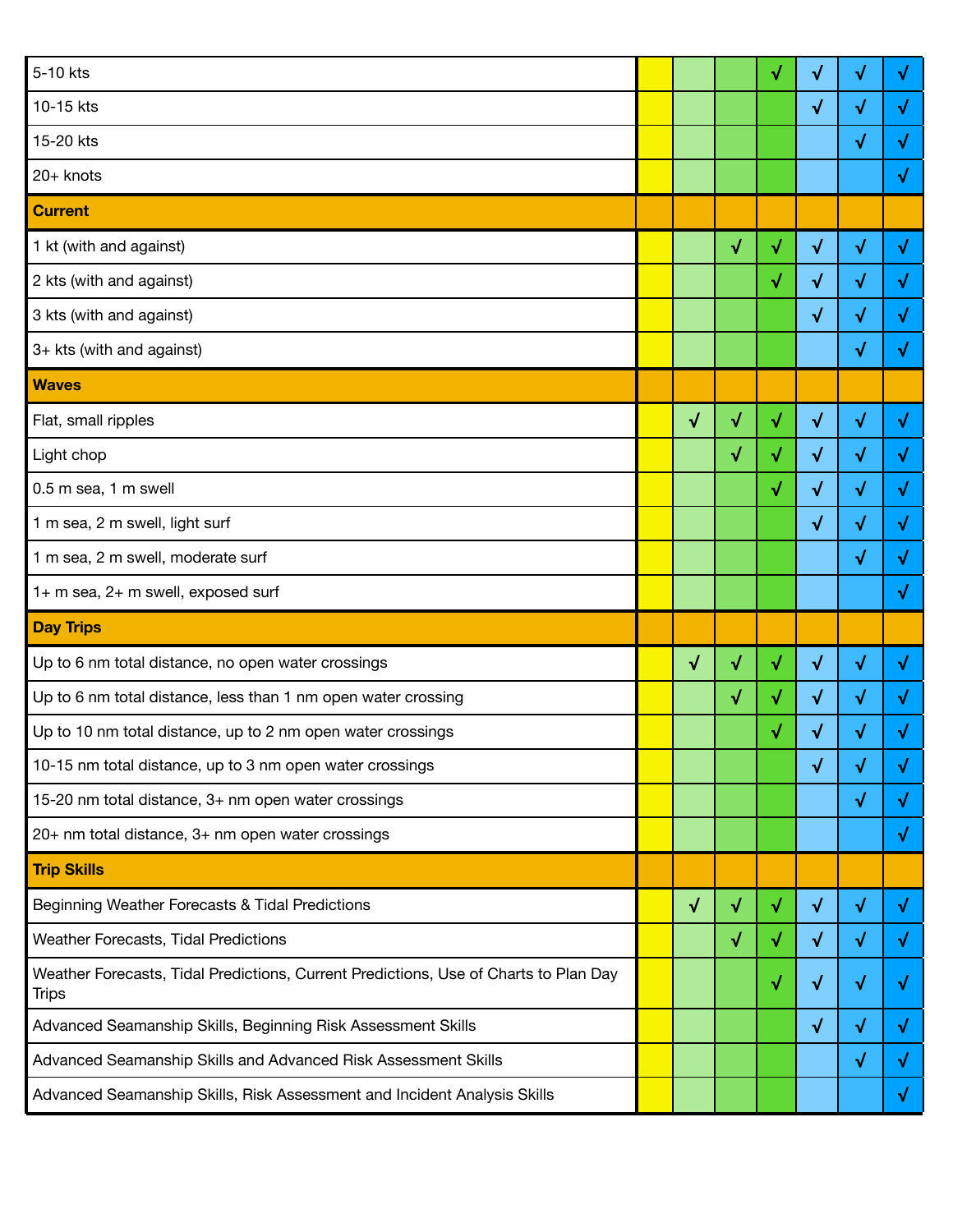| | | | | | | | |
|---|---|---|---|---|---|---|---|
| 5-10 kts | | | | √ | √ | √ | √ |
| 10-15 kts | | | | | √ | √ | √ |
| 15-20 kts | | | | | | √ | √ |
| 20+ knots | | | | | | | √ |
| **Current** | | | | | | | |
| 1 kt (with and against) | | | √ | √ | √ | √ | √ |
| 2 kts (with and against) | | | | √ | √ | √ | √ |
| 3 kts (with and against) | | | | | √ | √ | √ |
| 3+ kts (with and against) | | | | | | √ | √ |
| **Waves** | | | | | | | |
| Flat, small ripples | | √ | √ | √ | √ | √ | √ |
| Light chop | | | √ | √ | √ | √ | √ |
| 0.5 m sea, 1 m swell | | | | √ | √ | √ | √ |
| 1 m sea, 2 m swell, light surf | | | | | √ | √ | √ |
| 1 m sea, 2 m swell, moderate surf | | | | | | √ | √ |
| 1+ m sea, 2+ m swell, exposed surf | | | | | | | √ |
| **Day Trips** | | | | | | | |
| Up to 6 nm total distance, no open water crossings | | √ | √ | √ | √ | √ | √ |
| Up to 6 nm total distance, less than 1 nm open water crossing | | | √ | √ | √ | √ | √ |
| Up to 10 nm total distance, up to 2 nm open water crossings | | | | √ | √ | √ | √ |
| 10-15 nm total distance, up to 3 nm open water crossings | | | | | √ | √ | √ |
| 15-20 nm total distance, 3+ nm open water crossings | | | | | | √ | √ |
| 20+ nm total distance, 3+ nm open water crossings | | | | | | | √ |
| **Trip Skills** | | | | | | | |
| Beginning Weather Forecasts & Tidal Predictions | | √ | √ | √ | √ | √ | √ |
| Weather Forecasts, Tidal Predictions | | | √ | √ | √ | √ | √ |
| Weather Forecasts, Tidal Predictions, Current Predictions, Use of Charts to Plan Day Trips | | | | √ | √ | √ | √ |
| Advanced Seamanship Skills, Beginning Risk Assessment Skills | | | | | √ | √ | √ |
| Advanced Seamanship Skills and Advanced Risk Assessment Skills | | | | | | √ | √ |
| Advanced Seamanship Skills, Risk Assessment and Incident Analysis Skills | | | | | | | √ |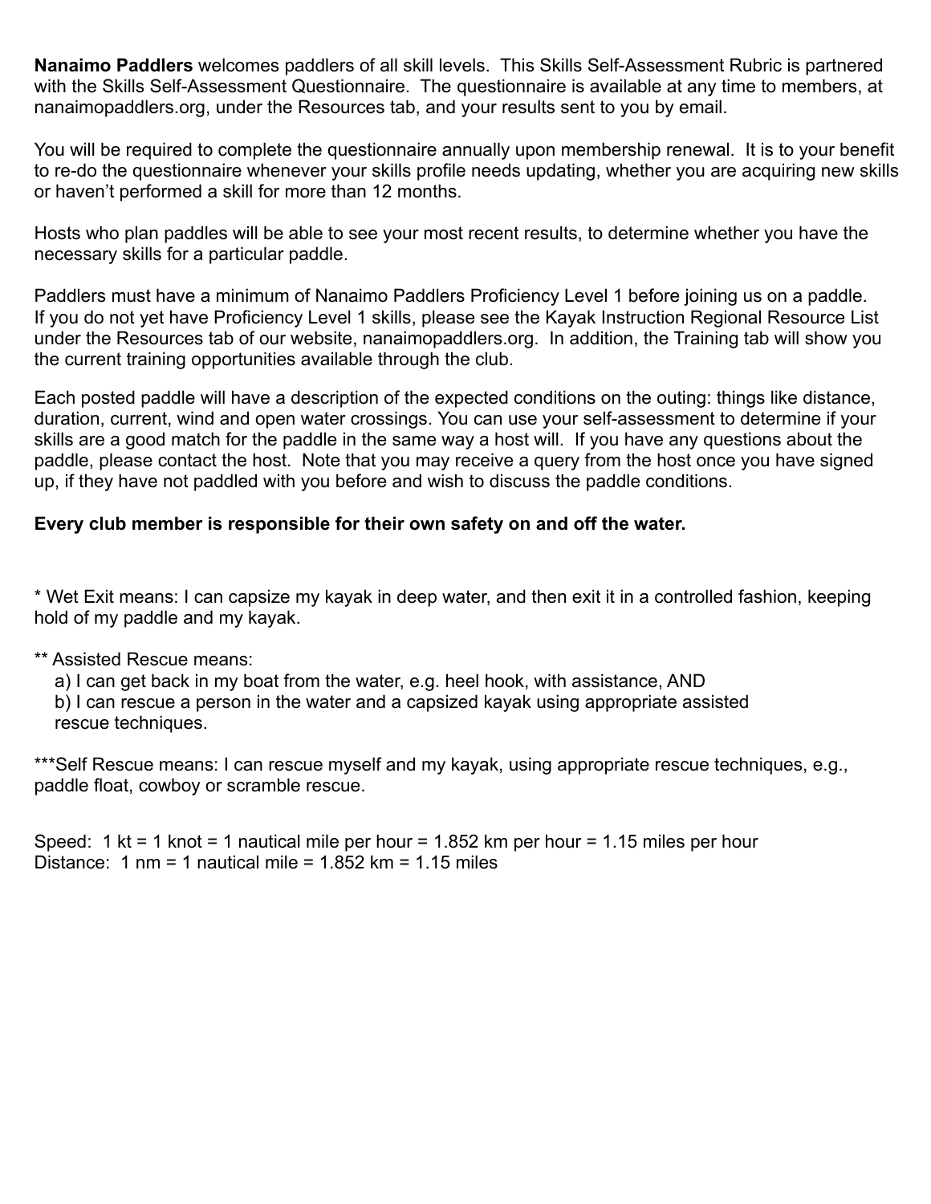**Nanaimo Paddlers** welcomes paddlers of all skill levels. This Skills Self-Assessment Rubric is partnered with the Skills Self-Assessment Questionnaire. The questionnaire is available at any time to members, at nanaimopaddlers.org, under the Resources tab, and your results sent to you by email.

You will be required to complete the questionnaire annually upon membership renewal. It is to your benefit to re-do the questionnaire whenever your skills profile needs updating, whether you are acquiring new skills or haven't performed a skill for more than 12 months.

Hosts who plan paddles will be able to see your most recent results, to determine whether you have the necessary skills for a particular paddle.

Paddlers must have a minimum of Nanaimo Paddlers Proficiency Level 1 before joining us on a paddle. If you do not yet have Proficiency Level 1 skills, please see the Kayak Instruction Regional Resource List under the Resources tab of our website, nanaimopaddlers.org. In addition, the Training tab will show you the current training opportunities available through the club.

Each posted paddle will have a description of the expected conditions on the outing: things like distance, duration, current, wind and open water crossings. You can use your self-assessment to determine if your skills are a good match for the paddle in the same way a host will. If you have any questions about the paddle, please contact the host. Note that you may receive a query from the host once you have signed up, if they have not paddled with you before and wish to discuss the paddle conditions.

**Every club member is responsible for their own safety on and off the water.**

* Wet Exit means: I can capsize my kayak in deep water, and then exit it in a controlled fashion, keeping hold of my paddle and my kayak.

** Assisted Rescue means:
   a) I can get back in my boat from the water, e.g. heel hook, with assistance, AND
   b) I can rescue a person in the water and a capsized kayak using appropriate assisted rescue techniques.

***Self Rescue means: I can rescue myself and my kayak, using appropriate rescue techniques, e.g., paddle float, cowboy or scramble rescue.

Speed: 1 kt = 1 knot = 1 nautical mile per hour = 1.852 km per hour = 1.15 miles per hour
Distance: 1 nm = 1 nautical mile = 1.852 km = 1.15 miles